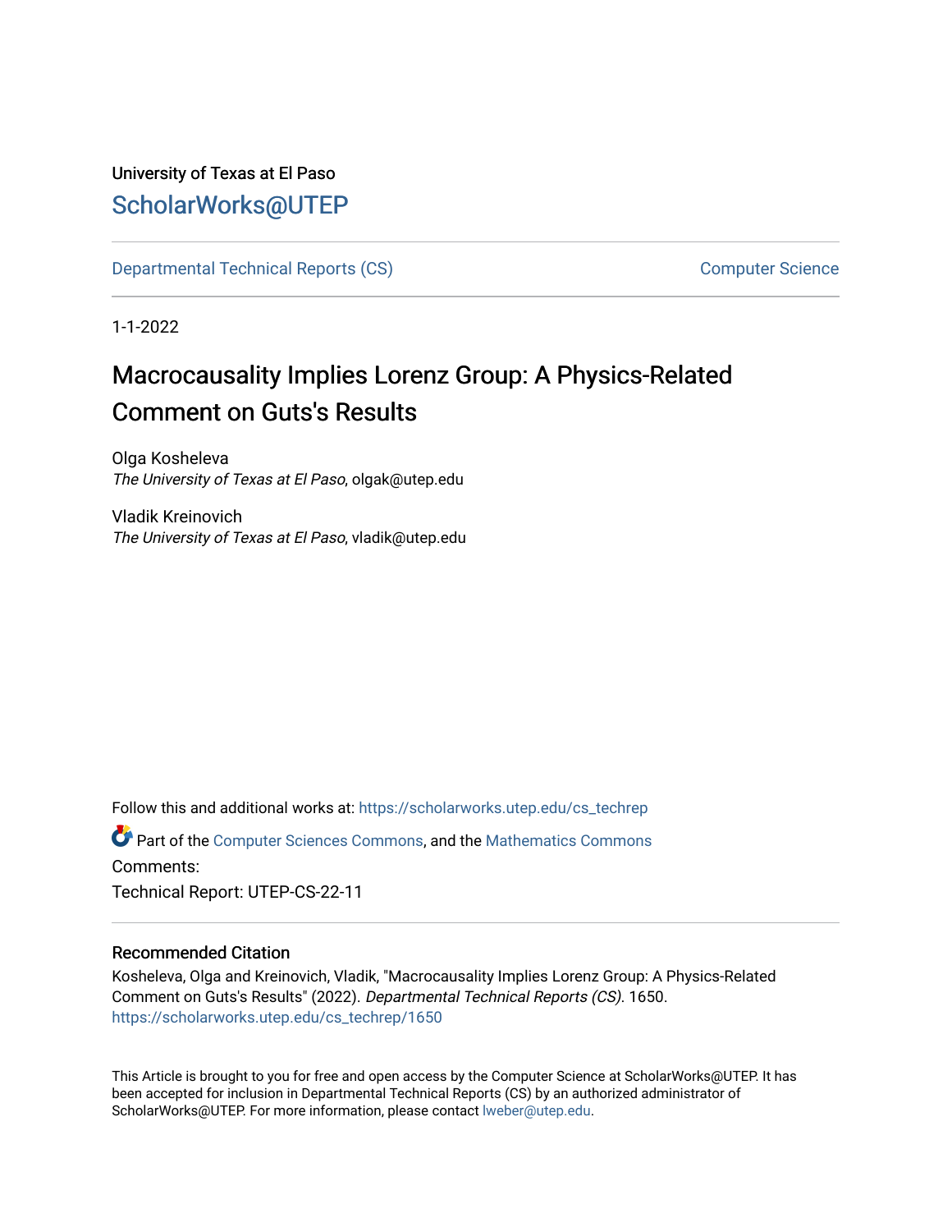University of Texas at El Paso

ScholarWorks@UTEP

Departmental Technical Reports (CS) | Computer Science

1-1-2022

# Macrocausality Implies Lorenz Group: A Physics-Related Comment on Guts's Results

Olga Kosheleva
*The University of Texas at El Paso*, olgak@utep.edu

Vladik Kreinovich
*The University of Texas at El Paso*, vladik@utep.edu

Follow this and additional works at: https://scholarworks.utep.edu/cs_techrep

Part of the Computer Sciences Commons, and the Mathematics Commons

Comments:

Technical Report: UTEP-CS-22-11

## Recommended Citation

Kosheleva, Olga and Kreinovich, Vladik, "Macrocausality Implies Lorenz Group: A Physics-Related Comment on Guts's Results" (2022). *Departmental Technical Reports (CS)*. 1650.
https://scholarworks.utep.edu/cs_techrep/1650

This Article is brought to you for free and open access by the Computer Science at ScholarWorks@UTEP. It has been accepted for inclusion in Departmental Technical Reports (CS) by an authorized administrator of ScholarWorks@UTEP. For more information, please contact lweber@utep.edu.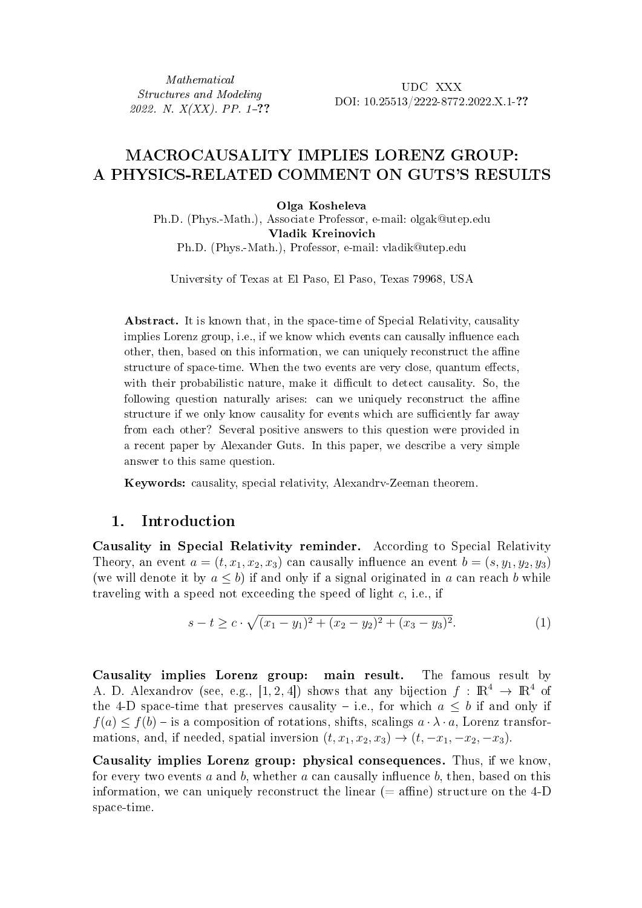Mathematical Structures and Modeling 2022. N. X(XX). PP. 1–??

UDC XXX
DOI: 10.25513/2222-8772.2022.X.1-??

# MACROCAUSALITY IMPLIES LORENZ GROUP: A PHYSICS-RELATED COMMENT ON GUTS'S RESULTS

**Olga Kosheleva**
Ph.D. (Phys.-Math.), Associate Professor, e-mail: olgak@utep.edu
**Vladik Kreinovich**
Ph.D. (Phys.-Math.), Professor, e-mail: vladik@utep.edu

University of Texas at El Paso, El Paso, Texas 79968, USA

**Abstract.** It is known that, in the space-time of Special Relativity, causality implies Lorenz group, i.e., if we know which events can causally influence each other, then, based on this information, we can uniquely reconstruct the affine structure of space-time. When the two events are very close, quantum effects, with their probabilistic nature, make it difficult to detect causality. So, the following question naturally arises: can we uniquely reconstruct the affine structure if we only know causality for events which are sufficiently far away from each other? Several positive answers to this question were provided in a recent paper by Alexander Guts. In this paper, we describe a very simple answer to this same question.

**Keywords:** causality, special relativity, Alexandrv-Zeeman theorem.

## 1. Introduction

**Causality in Special Relativity reminder.** According to Special Relativity Theory, an event $a = (t, x_1, x_2, x_3)$ can causally influence an event $b = (s, y_1, y_2, y_3)$ (we will denote it by $a \leq b$) if and only if a signal originated in $a$ can reach $b$ while traveling with a speed not exceeding the speed of light $c$, i.e., if

$$s - t \geq c \cdot \sqrt{(x_1 - y_1)^2 + (x_2 - y_2)^2 + (x_3 - y_3)^2}. \tag{1}$$

**Causality implies Lorenz group: main result.** The famous result by A. D. Alexandrov (see, e.g., [1, 2, 4]) shows that any bijection $f : \mathbb{R}^4 \to \mathbb{R}^4$ of the 4-D space-time that preserves causality – i.e., for which $a \leq b$ if and only if $f(a) \leq f(b)$ – is a composition of rotations, shifts, scalings $a \cdot \lambda \cdot a$, Lorenz transformations, and, if needed, spatial inversion $(t, x_1, x_2, x_3) \to (t, -x_1, -x_2, -x_3)$.

**Causality implies Lorenz group: physical consequences.** Thus, if we know, for every two events $a$ and $b$, whether $a$ can causally influence $b$, then, based on this information, we can uniquely reconstruct the linear (= affine) structure on the 4-D space-time.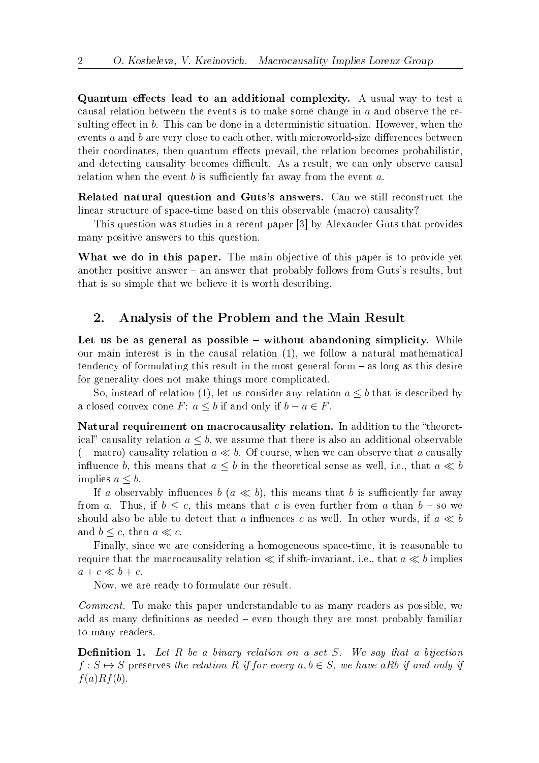**Quantum effects lead to an additional complexity.** A usual way to test a causal relation between the events is to make some change in $a$ and observe the resulting effect in $b$. This can be done in a deterministic situation. However, when the events $a$ and $b$ are very close to each other, with microworld-size differences between their coordinates, then quantum effects prevail, the relation becomes probabilistic, and detecting causality becomes difficult. As a result, we can only observe causal relation when the event $b$ is sufficiently far away from the event $a$.

**Related natural question and Guts's answers.** Can we still reconstruct the linear structure of space-time based on this observable (macro) causality?

This question was studies in a recent paper [3] by Alexander Guts that provides many positive answers to this question.

**What we do in this paper.** The main objective of this paper is to provide yet another positive answer – an answer that probably follows from Guts's results, but that is so simple that we believe it is worth describing.

## 2. Analysis of the Problem and the Main Result

**Let us be as general as possible – without abandoning simplicity.** While our main interest is in the causal relation (1), we follow a natural mathematical tendency of formulating this result in the most general form – as long as this desire for generality does not make things more complicated.

So, instead of relation (1), let us consider any relation $a \le b$ that is described by a closed convex cone $F$: $a \le b$ if and only if $b - a \in F$.

**Natural requirement on macrocausality relation.** In addition to the "theoretical" causality relation $a \le b$, we assume that there is also an additional observable (= macro) causality relation $a \ll b$. Of course, when we can observe that $a$ causally influence $b$, this means that $a \le b$ in the theoretical sense as well, i.e., that $a \ll b$ implies $a \le b$.

If $a$ observably influences $b$ ($a \ll b$), this means that $b$ is sufficiently far away from $a$. Thus, if $b \le c$, this means that $c$ is even further from $a$ than $b$ – so we should also be able to detect that $a$ influences $c$ as well. In other words, if $a \ll b$ and $b \le c$, then $a \ll c$.

Finally, since we are considering a homogeneous space-time, it is reasonable to require that the macrocausality relation $\ll$ if shift-invariant, i.e., that $a \ll b$ implies $a + c \ll b + c$.

Now, we are ready to formulate our result.

*Comment.* To make this paper understandable to as many readers as possible, we add as many definitions as needed – even though they are most probably familiar to many readers.

**Definition 1.** *Let $R$ be a binary relation on a set $S$. We say that a bijection $f : S \mapsto S$* preserves *the relation $R$ if for every $a, b \in S$, we have $aRb$ if and only if $f(a)Rf(b)$.*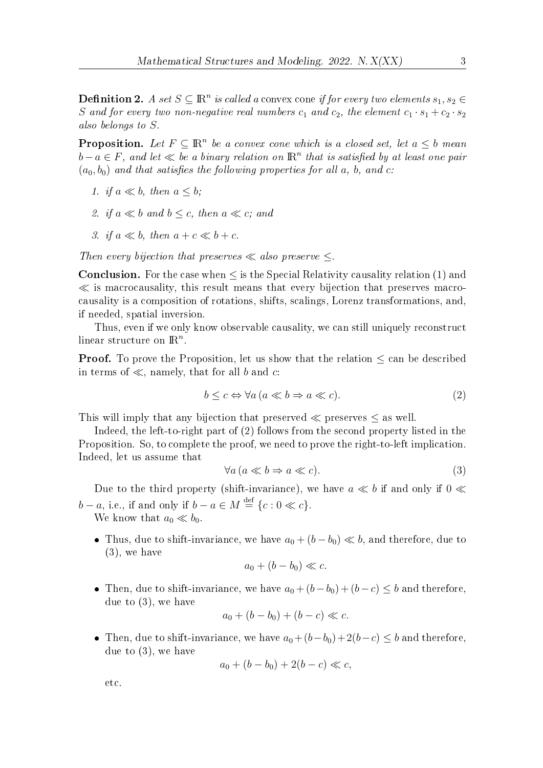**Definition 2.** *A set $S \subseteq \mathbb{R}^n$ is called a* convex cone *if for every two elements $s_1, s_2 \in S$ and for every two non-negative real numbers $c_1$ and $c_2$, the element $c_1 \cdot s_1 + c_2 \cdot s_2$ also belongs to $S$.*

**Proposition.** *Let $F \subseteq \mathbb{R}^n$ be a convex cone which is a closed set, let $a \le b$ mean $b - a \in F$, and let $\ll$ be a binary relation on $\mathbb{R}^n$ that is satisfied by at least one pair $(a_0, b_0)$ and that satisfies the following properties for all $a$, $b$, and $c$:*

1. *if $a \ll b$, then $a \le b$;*
2. *if $a \ll b$ and $b \le c$, then $a \ll c$; and*
3. *if $a \ll b$, then $a + c \ll b + c$.*

*Then every bijection that preserves $\ll$ also preserve $\le$.*

**Conclusion.** For the case when $\le$ is the Special Relativity causality relation (1) and $\ll$ is macrocausality, this result means that every bijection that preserves macrocausality is a composition of rotations, shifts, scalings, Lorenz transformations, and, if needed, spatial inversion.

Thus, even if we only know observable causality, we can still uniquely reconstruct linear structure on $\mathbb{R}^n$.

**Proof.** To prove the Proposition, let us show that the relation $\le$ can be described in terms of $\ll$, namely, that for all $b$ and $c$:

$$b \le c \Leftrightarrow \forall a\,(a \ll b \Rightarrow a \ll c). \tag{2}$$

This will imply that any bijection that preserved $\ll$ preserves $\le$ as well.

Indeed, the left-to-right part of (2) follows from the second property listed in the Proposition. So, to complete the proof, we need to prove the right-to-left implication. Indeed, let us assume that

$$\forall a\,(a \ll b \Rightarrow a \ll c). \tag{3}$$

Due to the third property (shift-invariance), we have $a \ll b$ if and only if $0 \ll b - a$, i.e., if and only if $b - a \in M \stackrel{\text{def}}{=} \{c : 0 \ll c\}$.

We know that $a_0 \ll b_0$.

- Thus, due to shift-invariance, we have $a_0 + (b - b_0) \ll b$, and therefore, due to (3), we have
$$a_0 + (b - b_0) \ll c.$$
- Then, due to shift-invariance, we have $a_0 + (b - b_0) + (b - c) \le b$ and therefore, due to (3), we have
$$a_0 + (b - b_0) + (b - c) \ll c.$$
- Then, due to shift-invariance, we have $a_0 + (b - b_0) + 2(b - c) \le b$ and therefore, due to (3), we have
$$a_0 + (b - b_0) + 2(b - c) \ll c,$$

etc.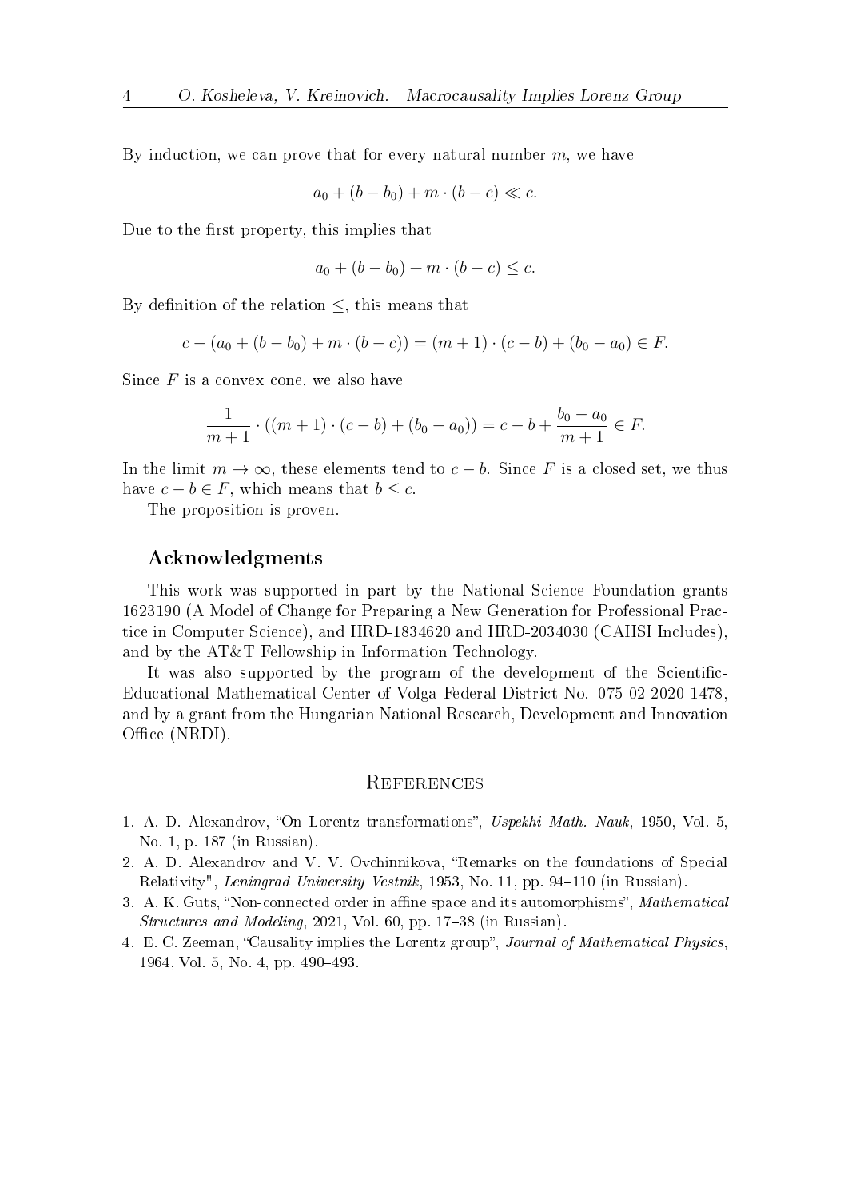By induction, we can prove that for every natural number $m$, we have

$$a_0 + (b - b_0) + m \cdot (b - c) \ll c.$$

Due to the first property, this implies that

$$a_0 + (b - b_0) + m \cdot (b - c) \le c.$$

By definition of the relation $\le$, this means that

$$c - (a_0 + (b - b_0) + m \cdot (b - c)) = (m + 1) \cdot (c - b) + (b_0 - a_0) \in F.$$

Since $F$ is a convex cone, we also have

$$\frac{1}{m+1} \cdot ((m + 1) \cdot (c - b) + (b_0 - a_0)) = c - b + \frac{b_0 - a_0}{m + 1} \in F.$$

In the limit $m \to \infty$, these elements tend to $c - b$. Since $F$ is a closed set, we thus have $c - b \in F$, which means that $b \le c$.

The proposition is proven.

## Acknowledgments

This work was supported in part by the National Science Foundation grants 1623190 (A Model of Change for Preparing a New Generation for Professional Practice in Computer Science), and HRD-1834620 and HRD-2034030 (CAHSI Includes), and by the AT&T Fellowship in Information Technology.

It was also supported by the program of the development of the Scientific-Educational Mathematical Center of Volga Federal District No. 075-02-2020-1478, and by a grant from the Hungarian National Research, Development and Innovation Office (NRDI).

## References

1. A. D. Alexandrov, "On Lorentz transformations", *Uspekhi Math. Nauk*, 1950, Vol. 5, No. 1, p. 187 (in Russian).
2. A. D. Alexandrov and V. V. Ovchinnikova, "Remarks on the foundations of Special Relativity", *Leningrad University Vestnik*, 1953, No. 11, pp. 94–110 (in Russian).
3. A. K. Guts, "Non-connected order in affine space and its automorphisms", *Mathematical Structures and Modeling*, 2021, Vol. 60, pp. 17–38 (in Russian).
4. E. C. Zeeman, "Causality implies the Lorentz group", *Journal of Mathematical Physics*, 1964, Vol. 5, No. 4, pp. 490–493.